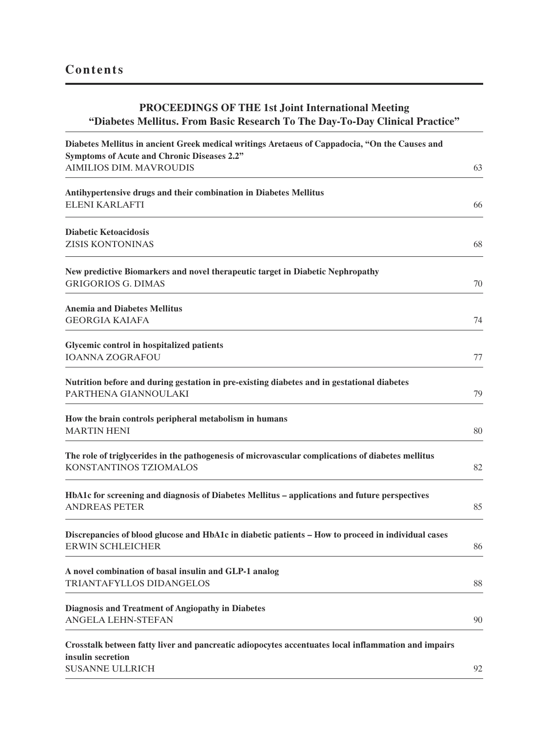# Contents

## PROCEEDINGS OF THE 1st Joint International Meeting "Diabetes Mellitus. From Basic Research To The Day-To-Day Clinical Practice"

**Diabetes Mellitus in ancient Greek medical writings Aretaeus of Cappadocia, "On the Causes and Symptoms of Acute and Chronic Diseases 2.2"**
AIMILIOS DIM. MAVROUDIS — 63

**Antihypertensive drugs and their combination in Diabetes Mellitus**
ELENI KARLAFTI — 66

**Diabetic Ketoacidosis**
ZISIS KONTONINAS — 68

**New predictive Biomarkers and novel therapeutic target in Diabetic Nephropathy**
GRIGORIOS G. DIMAS — 70

**Anemia and Diabetes Mellitus**
GEORGIA KAIAFA — 74

**Glycemic control in hospitalized patients**
IOANNA ZOGRAFOU — 77

**Nutrition before and during gestation in pre-existing diabetes and in gestational diabetes**
PARTHENA GIANNOULAKI — 79

**How the brain controls peripheral metabolism in humans**
MARTIN HENI — 80

**The role of triglycerides in the pathogenesis of microvascular complications of diabetes mellitus**
KONSTANTINOS TZIOMALOS — 82

**HbA1c for screening and diagnosis of Diabetes Mellitus – applications and future perspectives**
ANDREAS PETER — 85

**Discrepancies of blood glucose and HbA1c in diabetic patients – How to proceed in individual cases**
ERWIN SCHLEICHER — 86

**A novel combination of basal insulin and GLP-1 analog**
TRIANTAFYLLOS DIDANGELOS — 88

**Diagnosis and Treatment of Angiopathy in Diabetes**
ANGELA LEHN-STEFAN — 90

**Crosstalk between fatty liver and pancreatic adipocytes accentuates local inflammation and impairs insulin secretion**
SUSANNE ULLRICH — 92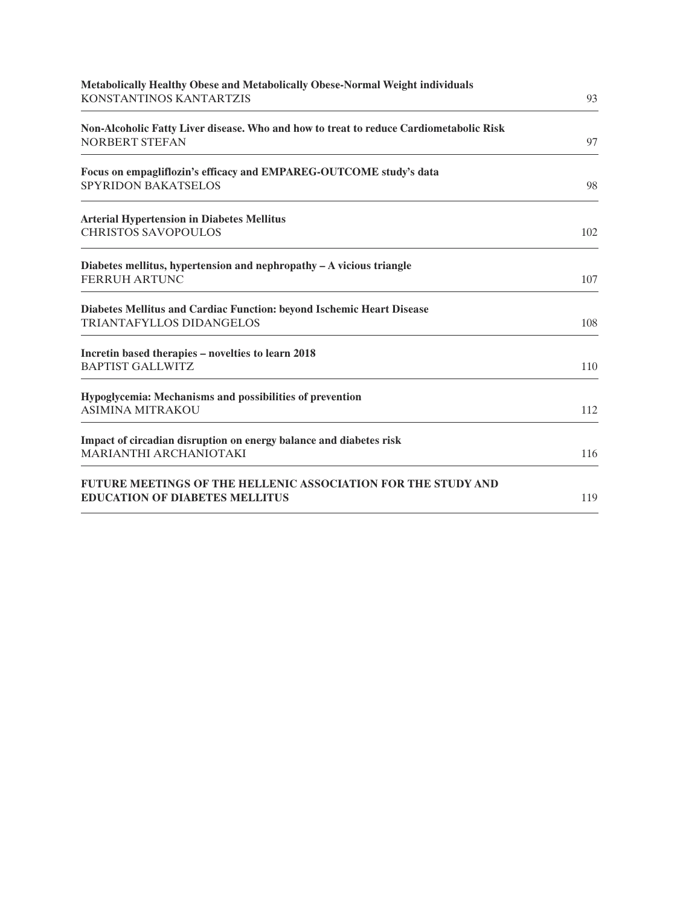**Metabolically Healthy Obese and Metabolically Obese-Normal Weight individuals**
KONSTANTINOS KANTARTZIS — 93

**Non-Alcoholic Fatty Liver disease. Who and how to treat to reduce Cardiometabolic Risk**
NORBERT STEFAN — 97

**Focus on empagliflozin's efficacy and EMPAREG-OUTCOME study's data**
SPYRIDON BAKATSELOS — 98

**Arterial Hypertension in Diabetes Mellitus**
CHRISTOS SAVOPOULOS — 102

**Diabetes mellitus, hypertension and nephropathy – A vicious triangle**
FERRUH ARTUNC — 107

**Diabetes Mellitus and Cardiac Function: beyond Ischemic Heart Disease**
TRIANTAFYLLOS DIDANGELOS — 108

**Incretin based therapies – novelties to learn 2018**
BAPTIST GALLWITZ — 110

**Hypoglycemia: Mechanisms and possibilities of prevention**
ASIMINA MITRAKOU — 112

**Impact of circadian disruption on energy balance and diabetes risk**
MARIANTHI ARCHANIOTAKI — 116

**FUTURE MEETINGS OF THE HELLENIC ASSOCIATION FOR THE STUDY AND EDUCATION OF DIABETES MELLITUS** — 119